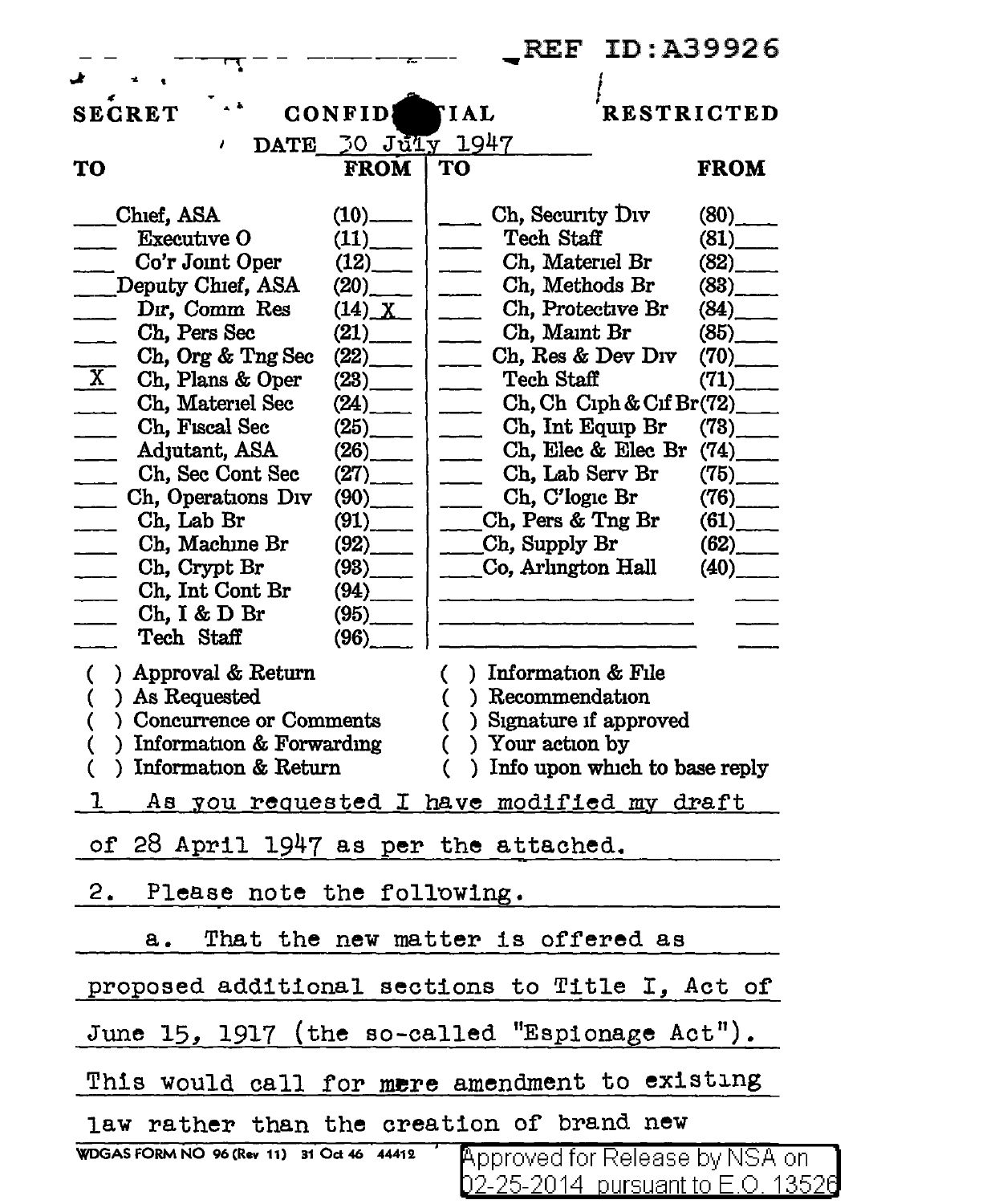REF ID:A39926

SECRET CONFIDENTIAL RESTRICTED

DATE 30 July 1947

| TO | FROM | TO | FROM |
|---|---|---|---|
| ___ Chief, ASA | (10)___ | ___ Ch, Security Div | (80)___ |
| ___ Executive O | (11)___ | ___ Tech Staff | (81)___ |
| ___ Co'r Joint Oper | (12)___ | ___ Ch, Materiel Br | (82)___ |
| ___ Deputy Chief, ASA | (20)___ | ___ Ch, Methods Br | (83)___ |
| ___ Dir, Comm Res | (14) X | ___ Ch, Protective Br | (84)___ |
| ___ Ch, Pers Sec | (21)___ | ___ Ch, Maint Br | (85)___ |
| ___ Ch, Org & Tng Sec | (22)___ | ___ Ch, Res & Dev Div | (70)___ |
| X Ch, Plans & Oper | (23)___ | ___ Tech Staff | (71)___ |
| ___ Ch, Materiel Sec | (24)___ | ___ Ch, Ch Ciph & Cif Br | (72)___ |
| ___ Ch, Fiscal Sec | (25)___ | ___ Ch, Int Equip Br | (73)___ |
| ___ Adjutant, ASA | (26)___ | ___ Ch, Elec & Elec Br | (74)___ |
| ___ Ch, Sec Cont Sec | (27)___ | ___ Ch, Lab Serv Br | (75)___ |
| ___ Ch, Operations Div | (90)___ | ___ Ch, C'logic Br | (76)___ |
| ___ Ch, Lab Br | (91)___ | ___ Ch, Pers & Tng Br | (61)___ |
| ___ Ch, Machine Br | (92)___ | ___ Ch, Supply Br | (62)___ |
| ___ Ch, Crypt Br | (93)___ | ___ Co, Arlington Hall | (40)___ |
| ___ Ch, Int Cont Br | (94)___ | | |
| ___ Ch, I & D Br | (95)___ | | |
| ___ Tech Staff | (96)___ | | |

( ) Approval & Return
( ) As Requested
( ) Concurrence or Comments
( ) Information & Forwarding
( ) Information & Return
( ) Information & File
( ) Recommendation
( ) Signature if approved
( ) Your action by
( ) Info upon which to base reply

1 As you requested I have modified my draft of 28 April 1947 as per the attached.

2. Please note the following.

a. That the new matter is offered as proposed additional sections to Title I, Act of June 15, 1917 (the so-called "Espionage Act"). This would call for mere amendment to existing law rather than the creation of brand new

WDGAS FORM NO 96 (Rev 11) 31 Oct 46 44412

Approved for Release by NSA on 02-25-2014 pursuant to E.O. 13526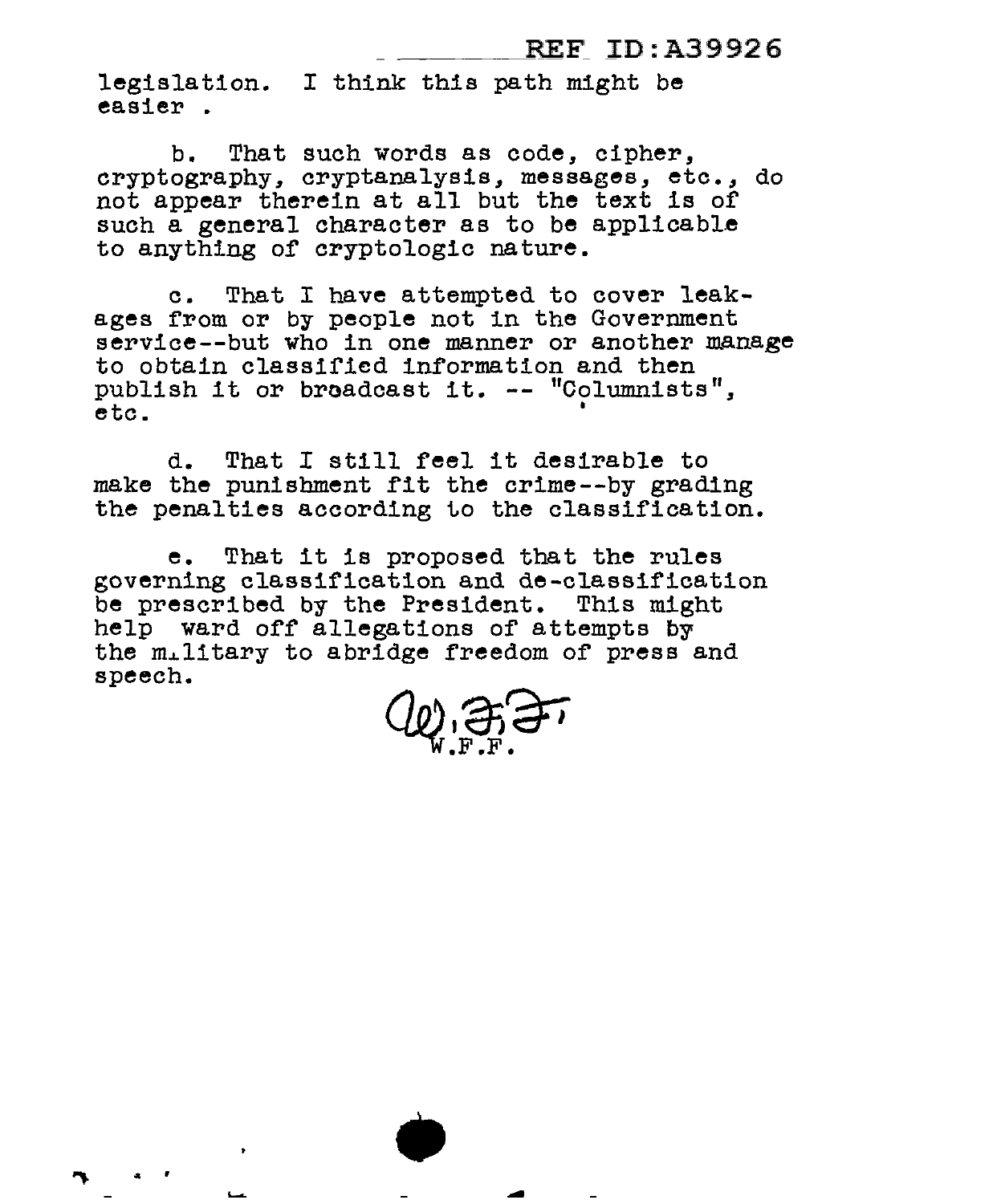legislation. I think this path might be easier .

b. That such words as code, cipher, cryptography, cryptanalysis, messages, etc., do not appear therein at all but the text is of such a general character as to be applicable to anything of cryptologic nature.

c. That I have attempted to cover leakages from or by people not in the Government service--but who in one manner or another manage to obtain classified information and then publish it or broadcast it. -- "Columnists", etc.

d. That I still feel it desirable to make the punishment fit the crime--by grading the penalties according to the classification.

e. That it is proposed that the rules governing classification and de-classification be prescribed by the President. This might help ward off allegations of attempts by the military to abridge freedom of press and speech.

W.F.F.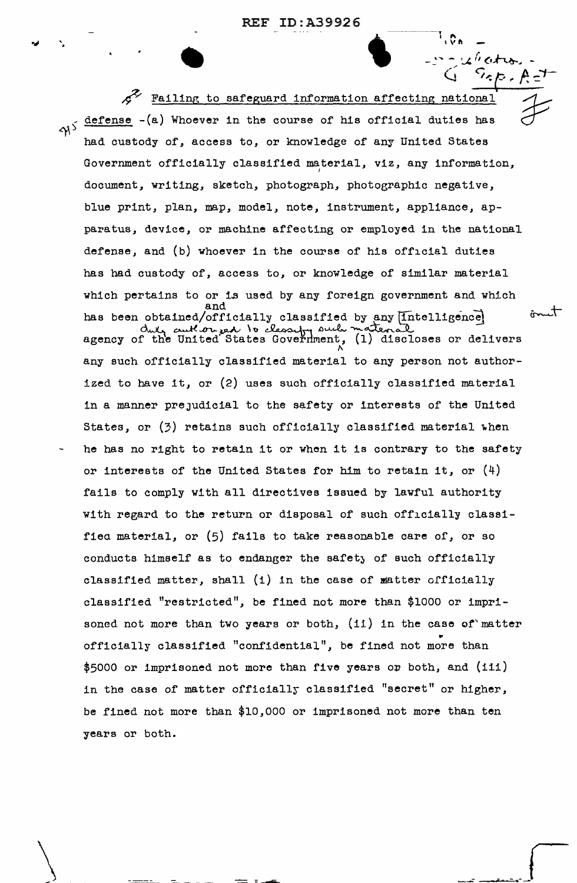Failing to safeguard information affecting national defense -(a) Whoever in the course of his official duties has had custody of, access to, or knowledge of any United States Government officially classified material, viz, any information, document, writing, sketch, photograph, photographic negative, blue print, plan, map, model, note, instrument, appliance, apparatus, device, or machine affecting or employed in the national defense, and (b) whoever in the course of his official duties has had custody of, access to, or knowledge of similar material which pertains to or is used by any foreign government and which has been obtained and officially classified by any [intelligence] agency of the United States Government duly authorized to classify such material, (1) discloses or delivers any such officially classified material to any person not authorized to have it, or (2) uses such officially classified material in a manner prejudicial to the safety or interests of the United States, or (3) retains such officially classified material when he has no right to retain it or when it is contrary to the safety or interests of the United States for him to retain it, or (4) fails to comply with all directives issued by lawful authority with regard to the return or disposal of such officially classified material, or (5) fails to take reasonable care of, or so conducts himself as to endanger the safety of such officially classified matter, shall (i) in the case of matter officially classified "restricted", be fined not more than $1000 or imprisoned not more than two years or both, (ii) in the case of matter officially classified "confidential", be fined not more than $5000 or imprisoned not more than five years or both, and (iii) in the case of matter officially classified "secret" or higher, be fined not more than $10,000 or imprisoned not more than ten years or both.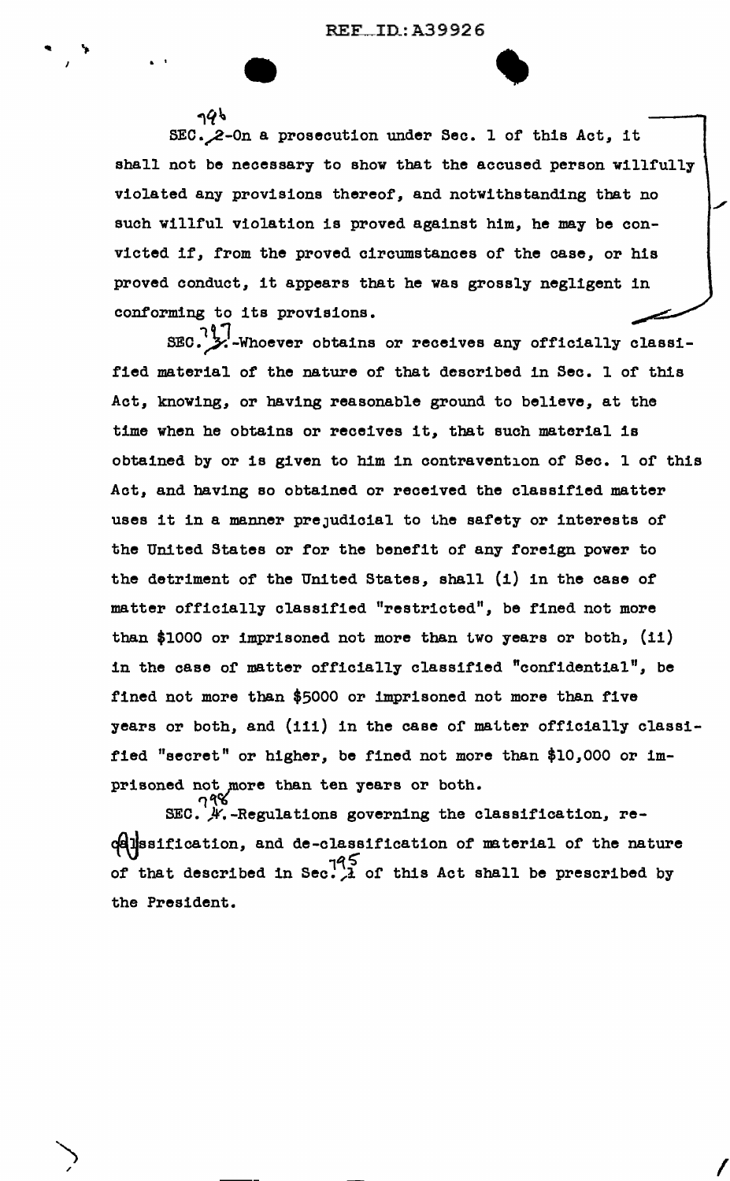SEC. 796 2-On a prosecution under Sec. 1 of this Act, it shall not be necessary to show that the accused person willfully violated any provisions thereof, and notwithstanding that no such willful violation is proved against him, he may be convicted if, from the proved circumstances of the case, or his proved conduct, it appears that he was grossly negligent in conforming to its provisions.

SEC. 797 3.-Whoever obtains or receives any officially classified material of the nature of that described in Sec. 1 of this Act, knowing, or having reasonable ground to believe, at the time when he obtains or receives it, that such material is obtained by or is given to him in contravention of Sec. 1 of this Act, and having so obtained or received the classified matter uses it in a manner prejudicial to the safety or interests of the United States or for the benefit of any foreign power to the detriment of the United States, shall (i) in the case of matter officially classified "restricted", be fined not more than $1000 or imprisoned not more than two years or both, (ii) in the case of matter officially classified "confidential", be fined not more than $5000 or imprisoned not more than five years or both, and (iii) in the case of matter officially classified "secret" or higher, be fined not more than $10,000 or imprisoned not more than ten years or both.

SEC. 798 4.-Regulations governing the classification, reclassification, and de-classification of material of the nature of that described in Sec. 795 1 of this Act shall be prescribed by the President.